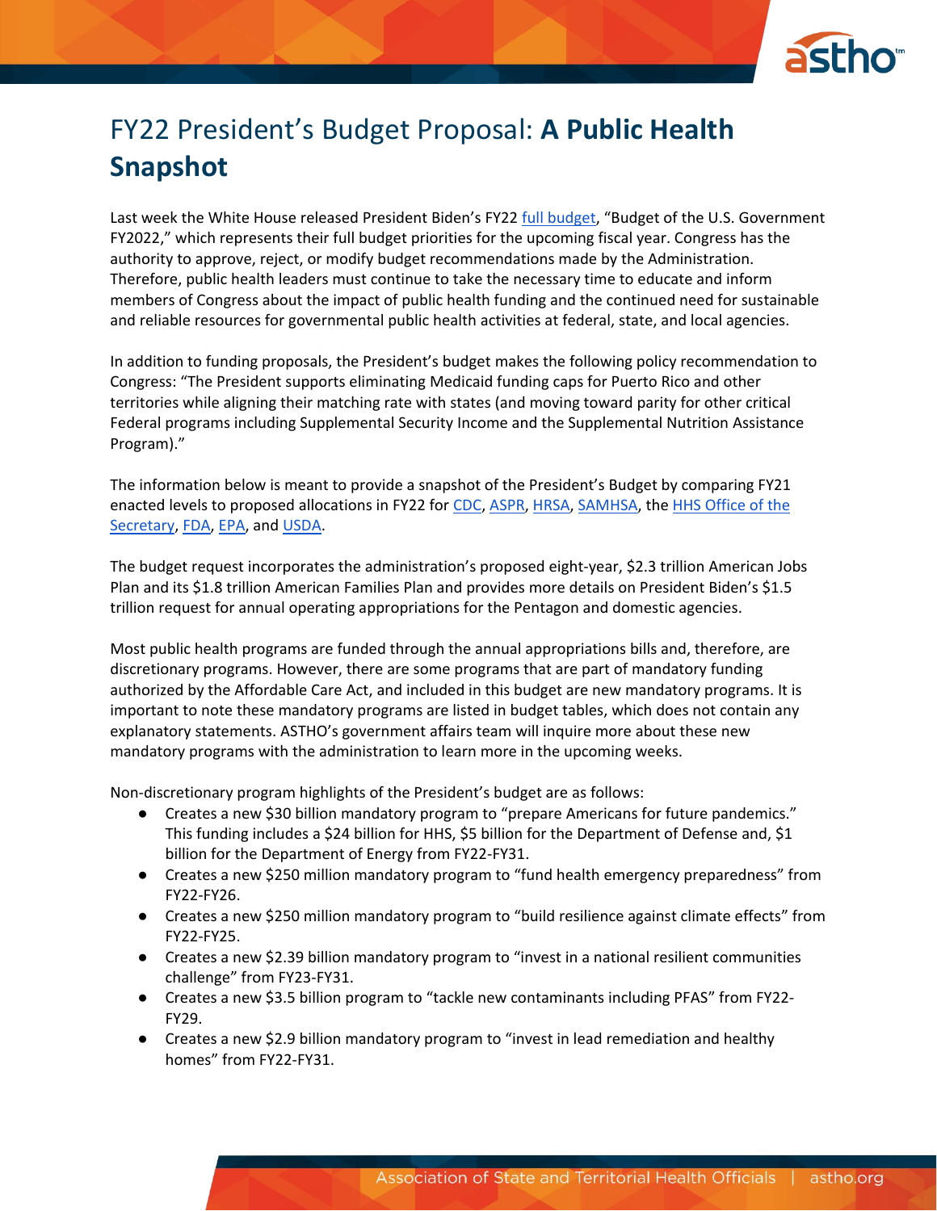# FY22 President's Budget Proposal: **A Public Health Snapshot**

Last week the White House released President Biden's FY22 full budget, "Budget of the U.S. Government FY2022," which represents their full budget priorities for the upcoming fiscal year. Congress has the authority to approve, reject, or modify budget recommendations made by the Administration. Therefore, public health leaders must continue to take the necessary time to educate and inform members of Congress about the impact of public health funding and the continued need for sustainable and reliable resources for governmental public health activities at federal, state, and local agencies.

In addition to funding proposals, the President's budget makes the following policy recommendation to Congress: "The President supports eliminating Medicaid funding caps for Puerto Rico and other territories while aligning their matching rate with states (and moving toward parity for other critical Federal programs including Supplemental Security Income and the Supplemental Nutrition Assistance Program)."

The information below is meant to provide a snapshot of the President's Budget by comparing FY21 enacted levels to proposed allocations in FY22 for CDC, ASPR, HRSA, SAMHSA, the HHS Office of the Secretary, FDA, EPA, and USDA.

The budget request incorporates the administration's proposed eight-year, $2.3 trillion American Jobs Plan and its $1.8 trillion American Families Plan and provides more details on President Biden's $1.5 trillion request for annual operating appropriations for the Pentagon and domestic agencies.

Most public health programs are funded through the annual appropriations bills and, therefore, are discretionary programs. However, there are some programs that are part of mandatory funding authorized by the Affordable Care Act, and included in this budget are new mandatory programs. It is important to note these mandatory programs are listed in budget tables, which does not contain any explanatory statements. ASTHO's government affairs team will inquire more about these new mandatory programs with the administration to learn more in the upcoming weeks.

Non-discretionary program highlights of the President's budget are as follows:

- Creates a new $30 billion mandatory program to "prepare Americans for future pandemics." This funding includes a $24 billion for HHS, $5 billion for the Department of Defense and, $1 billion for the Department of Energy from FY22-FY31.
- Creates a new $250 million mandatory program to "fund health emergency preparedness" from FY22-FY26.
- Creates a new $250 million mandatory program to "build resilience against climate effects" from FY22-FY25.
- Creates a new $2.39 billion mandatory program to "invest in a national resilient communities challenge" from FY23-FY31.
- Creates a new $3.5 billion program to "tackle new contaminants including PFAS" from FY22-FY29.
- Creates a new $2.9 billion mandatory program to "invest in lead remediation and healthy homes" from FY22-FY31.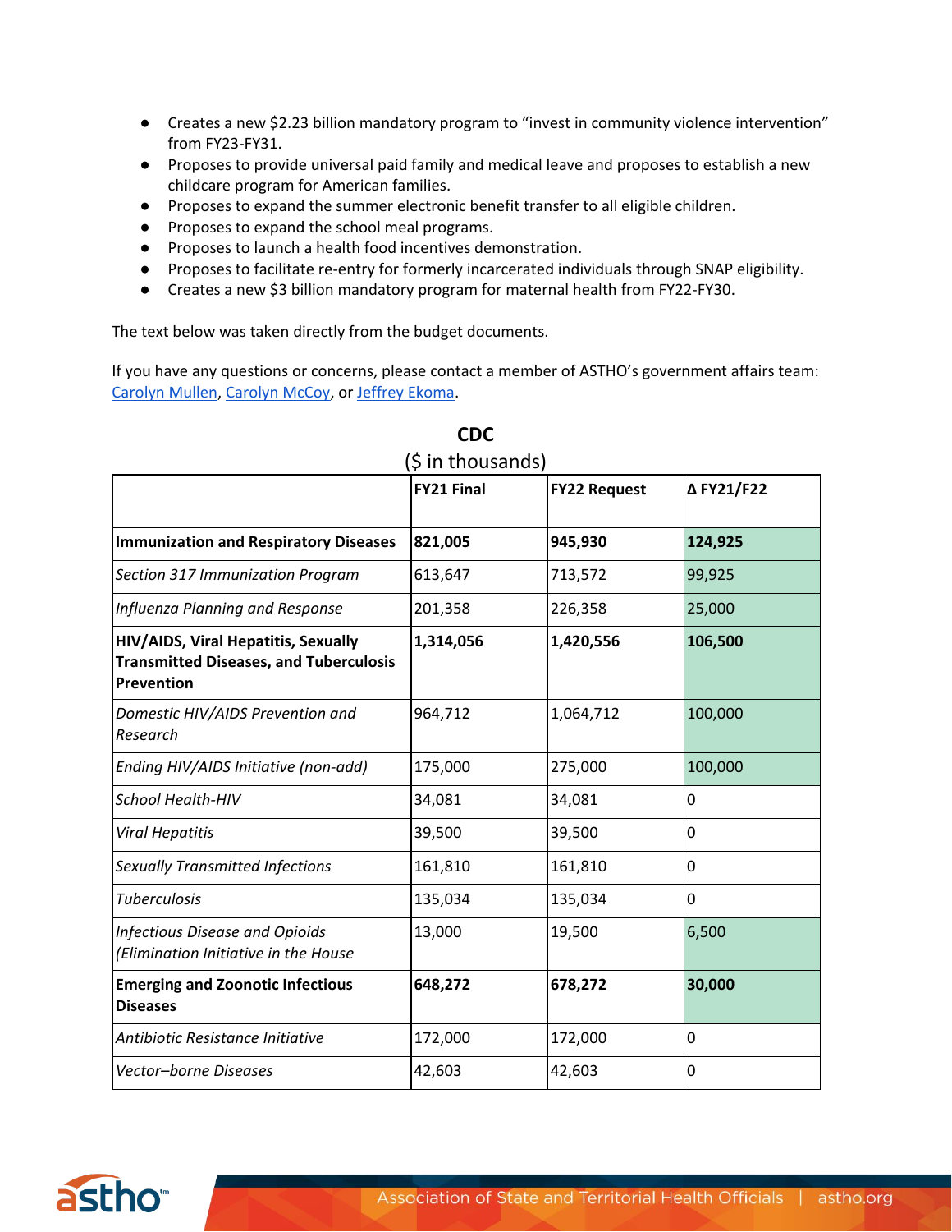- Creates a new $2.23 billion mandatory program to "invest in community violence intervention" from FY23-FY31.
- Proposes to provide universal paid family and medical leave and proposes to establish a new childcare program for American families.
- Proposes to expand the summer electronic benefit transfer to all eligible children.
- Proposes to expand the school meal programs.
- Proposes to launch a health food incentives demonstration.
- Proposes to facilitate re-entry for formerly incarcerated individuals through SNAP eligibility.
- Creates a new $3 billion mandatory program for maternal health from FY22-FY30.

The text below was taken directly from the budget documents.

If you have any questions or concerns, please contact a member of ASTHO's government affairs team: Carolyn Mullen, Carolyn McCoy, or Jeffrey Ekoma.

## CDC

($ in thousands)

| | FY21 Final | FY22 Request | Δ FY21/F22 |
|---|---|---|---|
| **Immunization and Respiratory Diseases** | **821,005** | **945,930** | **124,925** |
| *Section 317 Immunization Program* | 613,647 | 713,572 | 99,925 |
| *Influenza Planning and Response* | 201,358 | 226,358 | 25,000 |
| **HIV/AIDS, Viral Hepatitis, Sexually Transmitted Diseases, and Tuberculosis Prevention** | **1,314,056** | **1,420,556** | **106,500** |
| *Domestic HIV/AIDS Prevention and Research* | 964,712 | 1,064,712 | 100,000 |
| *Ending HIV/AIDS Initiative (non-add)* | 175,000 | 275,000 | 100,000 |
| *School Health-HIV* | 34,081 | 34,081 | 0 |
| *Viral Hepatitis* | 39,500 | 39,500 | 0 |
| *Sexually Transmitted Infections* | 161,810 | 161,810 | 0 |
| *Tuberculosis* | 135,034 | 135,034 | 0 |
| *Infectious Disease and Opioids (Elimination Initiative in the House* | 13,000 | 19,500 | 6,500 |
| **Emerging and Zoonotic Infectious Diseases** | **648,272** | **678,272** | **30,000** |
| *Antibiotic Resistance Initiative* | 172,000 | 172,000 | 0 |
| *Vector–borne Diseases* | 42,603 | 42,603 | 0 |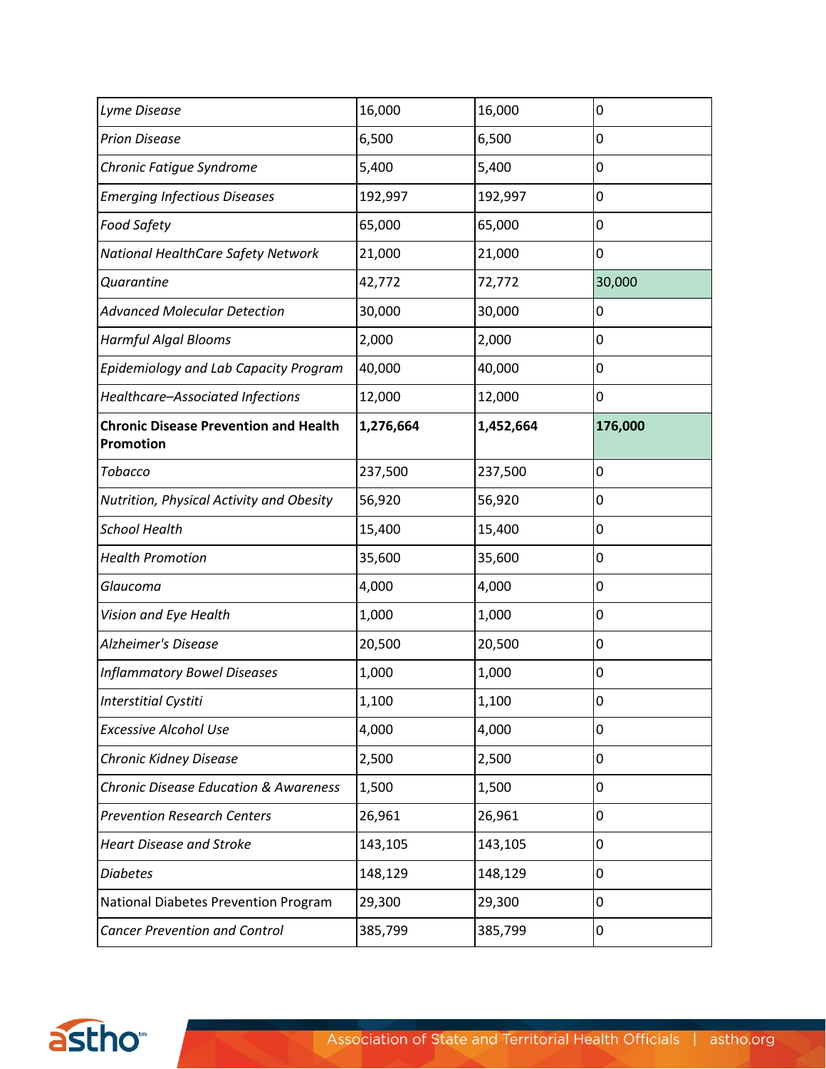| | | | |
|---|---|---|---|
| *Lyme Disease* | 16,000 | 16,000 | 0 |
| *Prion Disease* | 6,500 | 6,500 | 0 |
| *Chronic Fatigue Syndrome* | 5,400 | 5,400 | 0 |
| *Emerging Infectious Diseases* | 192,997 | 192,997 | 0 |
| *Food Safety* | 65,000 | 65,000 | 0 |
| *National HealthCare Safety Network* | 21,000 | 21,000 | 0 |
| *Quarantine* | 42,772 | 72,772 | 30,000 |
| *Advanced Molecular Detection* | 30,000 | 30,000 | 0 |
| *Harmful Algal Blooms* | 2,000 | 2,000 | 0 |
| *Epidemiology and Lab Capacity Program* | 40,000 | 40,000 | 0 |
| *Healthcare–Associated Infections* | 12,000 | 12,000 | 0 |
| **Chronic Disease Prevention and Health Promotion** | **1,276,664** | **1,452,664** | **176,000** |
| *Tobacco* | 237,500 | 237,500 | 0 |
| *Nutrition, Physical Activity and Obesity* | 56,920 | 56,920 | 0 |
| *School Health* | 15,400 | 15,400 | 0 |
| *Health Promotion* | 35,600 | 35,600 | 0 |
| *Glaucoma* | 4,000 | 4,000 | 0 |
| *Vision and Eye Health* | 1,000 | 1,000 | 0 |
| *Alzheimer's Disease* | 20,500 | 20,500 | 0 |
| *Inflammatory Bowel Diseases* | 1,000 | 1,000 | 0 |
| *Interstitial Cystiti* | 1,100 | 1,100 | 0 |
| *Excessive Alcohol Use* | 4,000 | 4,000 | 0 |
| *Chronic Kidney Disease* | 2,500 | 2,500 | 0 |
| *Chronic Disease Education & Awareness* | 1,500 | 1,500 | 0 |
| *Prevention Research Centers* | 26,961 | 26,961 | 0 |
| *Heart Disease and Stroke* | 143,105 | 143,105 | 0 |
| *Diabetes* | 148,129 | 148,129 | 0 |
| National Diabetes Prevention Program | 29,300 | 29,300 | 0 |
| *Cancer Prevention and Control* | 385,799 | 385,799 | 0 |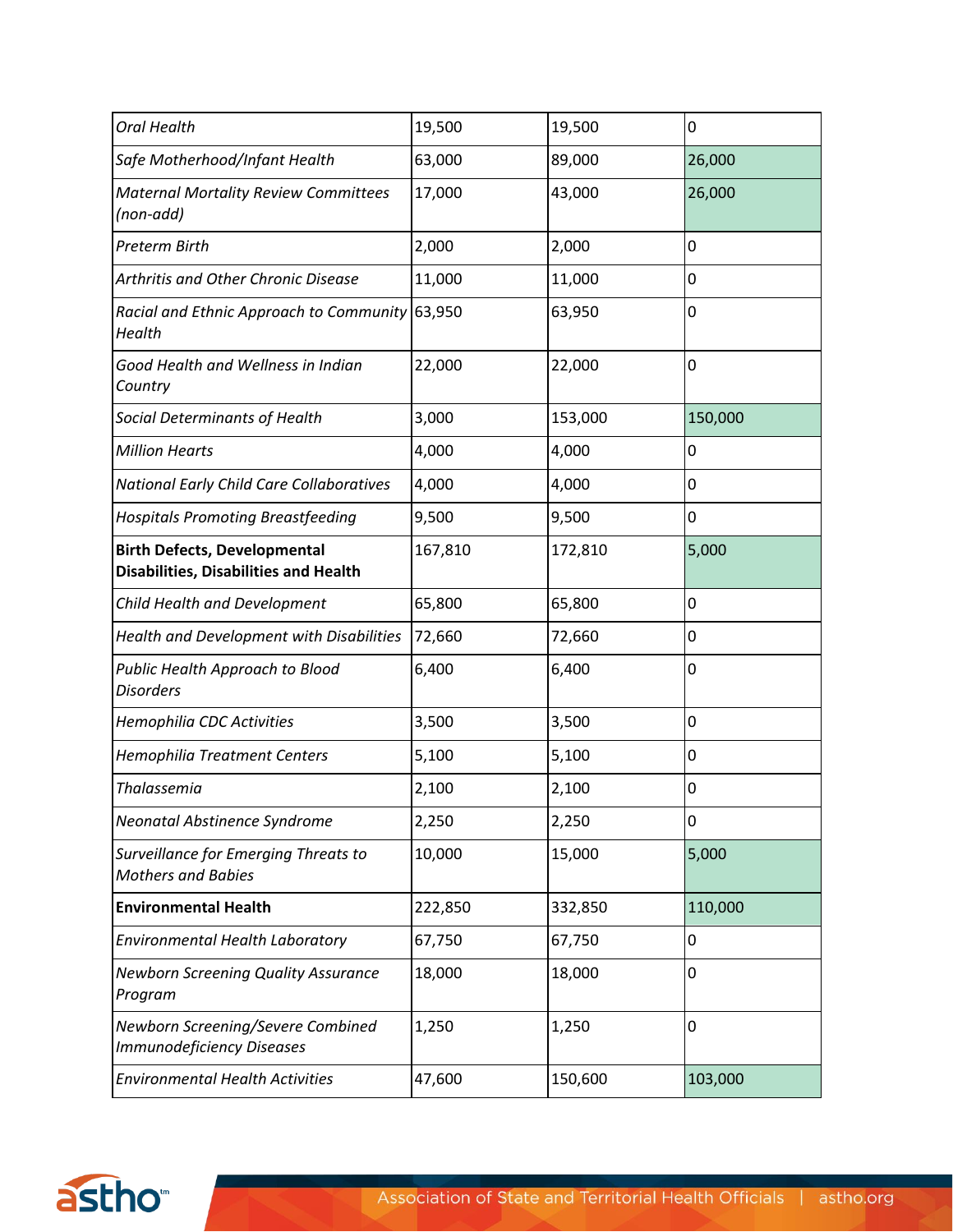| | | | |
|---|---|---|---|
| *Oral Health* | 19,500 | 19,500 | 0 |
| *Safe Motherhood/Infant Health* | 63,000 | 89,000 | 26,000 |
| *Maternal Mortality Review Committees (non-add)* | 17,000 | 43,000 | 26,000 |
| *Preterm Birth* | 2,000 | 2,000 | 0 |
| *Arthritis and Other Chronic Disease* | 11,000 | 11,000 | 0 |
| *Racial and Ethnic Approach to Community Health* | 63,950 | 63,950 | 0 |
| *Good Health and Wellness in Indian Country* | 22,000 | 22,000 | 0 |
| *Social Determinants of Health* | 3,000 | 153,000 | 150,000 |
| *Million Hearts* | 4,000 | 4,000 | 0 |
| *National Early Child Care Collaboratives* | 4,000 | 4,000 | 0 |
| *Hospitals Promoting Breastfeeding* | 9,500 | 9,500 | 0 |
| **Birth Defects, Developmental Disabilities, Disabilities and Health** | 167,810 | 172,810 | 5,000 |
| *Child Health and Development* | 65,800 | 65,800 | 0 |
| *Health and Development with Disabilities* | 72,660 | 72,660 | 0 |
| *Public Health Approach to Blood Disorders* | 6,400 | 6,400 | 0 |
| *Hemophilia CDC Activities* | 3,500 | 3,500 | 0 |
| *Hemophilia Treatment Centers* | 5,100 | 5,100 | 0 |
| *Thalassemia* | 2,100 | 2,100 | 0 |
| *Neonatal Abstinence Syndrome* | 2,250 | 2,250 | 0 |
| *Surveillance for Emerging Threats to Mothers and Babies* | 10,000 | 15,000 | 5,000 |
| **Environmental Health** | 222,850 | 332,850 | 110,000 |
| *Environmental Health Laboratory* | 67,750 | 67,750 | 0 |
| *Newborn Screening Quality Assurance Program* | 18,000 | 18,000 | 0 |
| *Newborn Screening/Severe Combined Immunodeficiency Diseases* | 1,250 | 1,250 | 0 |
| *Environmental Health Activities* | 47,600 | 150,600 | 103,000 |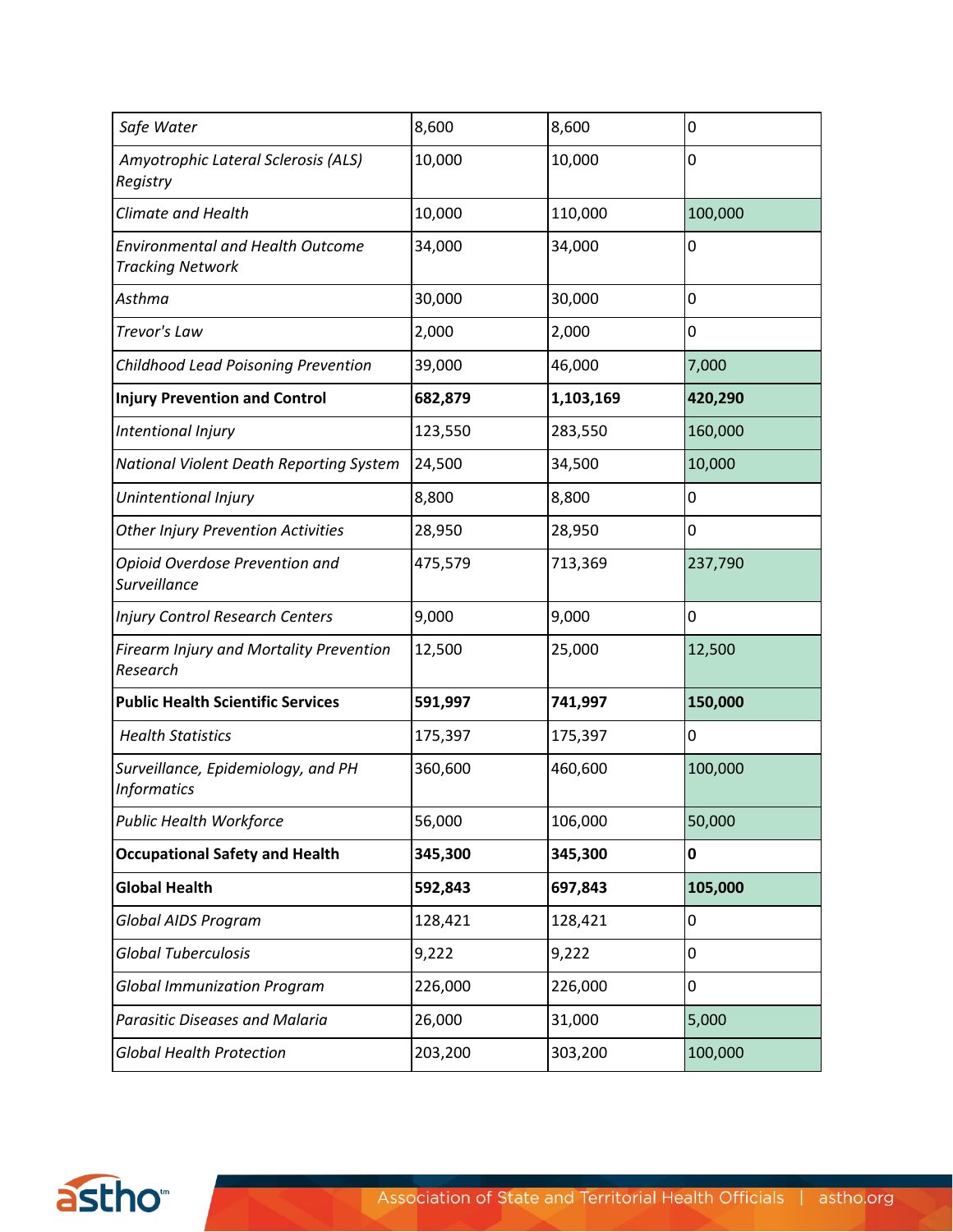| | | | |
|---|---|---|---|
| *Safe Water* | 8,600 | 8,600 | 0 |
| *Amyotrophic Lateral Sclerosis (ALS) Registry* | 10,000 | 10,000 | 0 |
| *Climate and Health* | 10,000 | 110,000 | 100,000 |
| *Environmental and Health Outcome Tracking Network* | 34,000 | 34,000 | 0 |
| *Asthma* | 30,000 | 30,000 | 0 |
| *Trevor's Law* | 2,000 | 2,000 | 0 |
| *Childhood Lead Poisoning Prevention* | 39,000 | 46,000 | 7,000 |
| **Injury Prevention and Control** | **682,879** | **1,103,169** | **420,290** |
| *Intentional Injury* | 123,550 | 283,550 | 160,000 |
| *National Violent Death Reporting System* | 24,500 | 34,500 | 10,000 |
| *Unintentional Injury* | 8,800 | 8,800 | 0 |
| *Other Injury Prevention Activities* | 28,950 | 28,950 | 0 |
| *Opioid Overdose Prevention and Surveillance* | 475,579 | 713,369 | 237,790 |
| *Injury Control Research Centers* | 9,000 | 9,000 | 0 |
| *Firearm Injury and Mortality Prevention Research* | 12,500 | 25,000 | 12,500 |
| **Public Health Scientific Services** | **591,997** | **741,997** | **150,000** |
| *Health Statistics* | 175,397 | 175,397 | 0 |
| *Surveillance, Epidemiology, and PH Informatics* | 360,600 | 460,600 | 100,000 |
| *Public Health Workforce* | 56,000 | 106,000 | 50,000 |
| **Occupational Safety and Health** | **345,300** | **345,300** | **0** |
| **Global Health** | **592,843** | **697,843** | **105,000** |
| *Global AIDS Program* | 128,421 | 128,421 | 0 |
| *Global Tuberculosis* | 9,222 | 9,222 | 0 |
| *Global Immunization Program* | 226,000 | 226,000 | 0 |
| *Parasitic Diseases and Malaria* | 26,000 | 31,000 | 5,000 |
| *Global Health Protection* | 203,200 | 303,200 | 100,000 |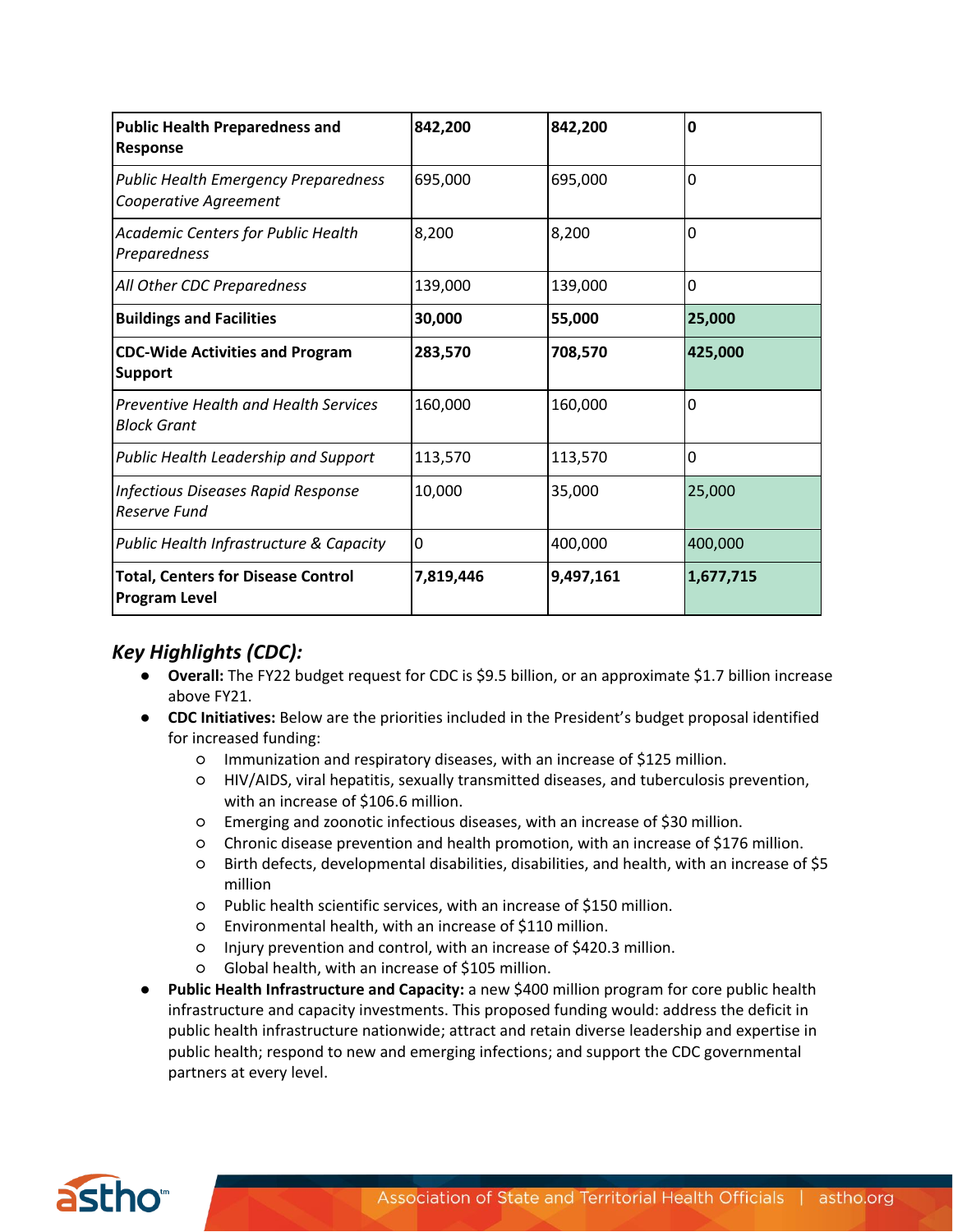| **Public Health Preparedness and Response** | **842,200** | **842,200** | **0** |
|---|---|---|---|
| *Public Health Emergency Preparedness Cooperative Agreement* | 695,000 | 695,000 | 0 |
| *Academic Centers for Public Health Preparedness* | 8,200 | 8,200 | 0 |
| *All Other CDC Preparedness* | 139,000 | 139,000 | 0 |
| **Buildings and Facilities** | **30,000** | **55,000** | **25,000** |
| **CDC-Wide Activities and Program Support** | **283,570** | **708,570** | **425,000** |
| *Preventive Health and Health Services Block Grant* | 160,000 | 160,000 | 0 |
| *Public Health Leadership and Support* | 113,570 | 113,570 | 0 |
| *Infectious Diseases Rapid Response Reserve Fund* | 10,000 | 35,000 | 25,000 |
| *Public Health Infrastructure & Capacity* | 0 | 400,000 | 400,000 |
| **Total, Centers for Disease Control Program Level** | **7,819,446** | **9,497,161** | **1,677,715** |

### *Key Highlights (CDC):*

- **Overall:** The FY22 budget request for CDC is $9.5 billion, or an approximate $1.7 billion increase above FY21.
- **CDC Initiatives:** Below are the priorities included in the President's budget proposal identified for increased funding:
  - Immunization and respiratory diseases, with an increase of $125 million.
  - HIV/AIDS, viral hepatitis, sexually transmitted diseases, and tuberculosis prevention, with an increase of $106.6 million.
  - Emerging and zoonotic infectious diseases, with an increase of $30 million.
  - Chronic disease prevention and health promotion, with an increase of $176 million.
  - Birth defects, developmental disabilities, disabilities, and health, with an increase of $5 million
  - Public health scientific services, with an increase of $150 million.
  - Environmental health, with an increase of $110 million.
  - Injury prevention and control, with an increase of $420.3 million.
  - Global health, with an increase of $105 million.
- **Public Health Infrastructure and Capacity:** a new $400 million program for core public health infrastructure and capacity investments. This proposed funding would: address the deficit in public health infrastructure nationwide; attract and retain diverse leadership and expertise in public health; respond to new and emerging infections; and support the CDC governmental partners at every level.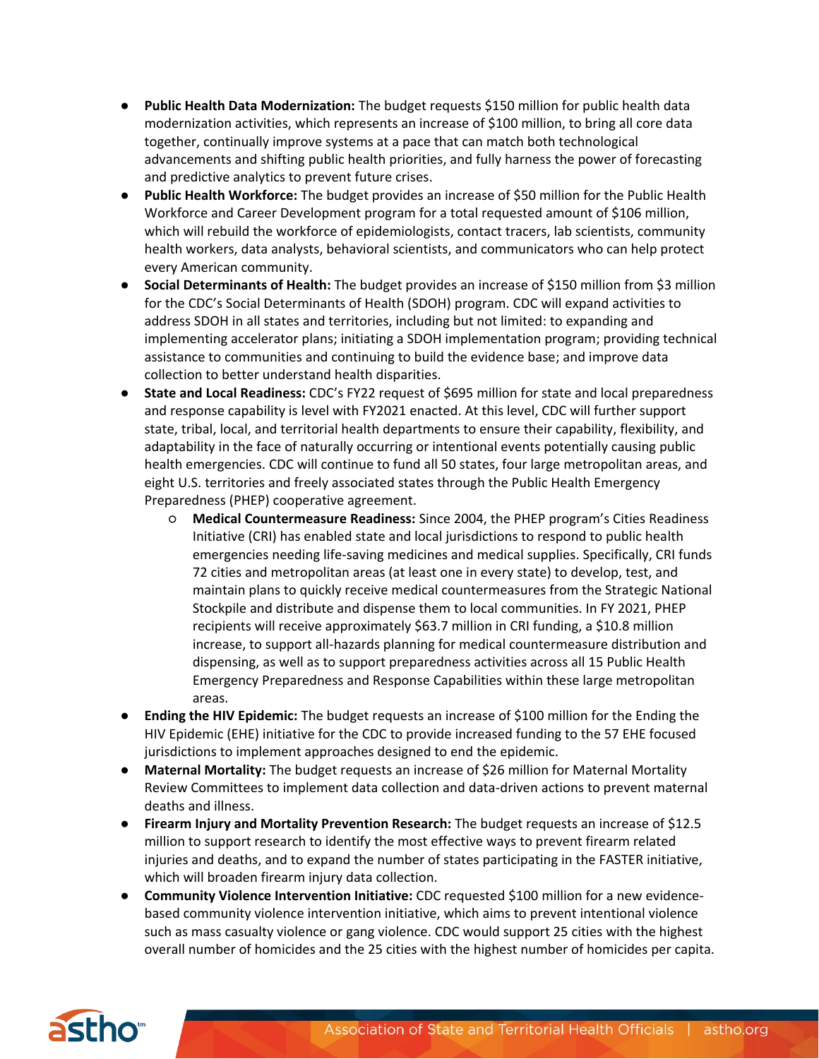- **Public Health Data Modernization:** The budget requests $150 million for public health data modernization activities, which represents an increase of $100 million, to bring all core data together, continually improve systems at a pace that can match both technological advancements and shifting public health priorities, and fully harness the power of forecasting and predictive analytics to prevent future crises.
- **Public Health Workforce:** The budget provides an increase of $50 million for the Public Health Workforce and Career Development program for a total requested amount of $106 million, which will rebuild the workforce of epidemiologists, contact tracers, lab scientists, community health workers, data analysts, behavioral scientists, and communicators who can help protect every American community.
- **Social Determinants of Health:** The budget provides an increase of $150 million from $3 million for the CDC's Social Determinants of Health (SDOH) program. CDC will expand activities to address SDOH in all states and territories, including but not limited: to expanding and implementing accelerator plans; initiating a SDOH implementation program; providing technical assistance to communities and continuing to build the evidence base; and improve data collection to better understand health disparities.
- **State and Local Readiness:** CDC's FY22 request of $695 million for state and local preparedness and response capability is level with FY2021 enacted. At this level, CDC will further support state, tribal, local, and territorial health departments to ensure their capability, flexibility, and adaptability in the face of naturally occurring or intentional events potentially causing public health emergencies. CDC will continue to fund all 50 states, four large metropolitan areas, and eight U.S. territories and freely associated states through the Public Health Emergency Preparedness (PHEP) cooperative agreement.
  - **Medical Countermeasure Readiness:** Since 2004, the PHEP program's Cities Readiness Initiative (CRI) has enabled state and local jurisdictions to respond to public health emergencies needing life-saving medicines and medical supplies. Specifically, CRI funds 72 cities and metropolitan areas (at least one in every state) to develop, test, and maintain plans to quickly receive medical countermeasures from the Strategic National Stockpile and distribute and dispense them to local communities. In FY 2021, PHEP recipients will receive approximately $63.7 million in CRI funding, a $10.8 million increase, to support all-hazards planning for medical countermeasure distribution and dispensing, as well as to support preparedness activities across all 15 Public Health Emergency Preparedness and Response Capabilities within these large metropolitan areas.
- **Ending the HIV Epidemic:** The budget requests an increase of $100 million for the Ending the HIV Epidemic (EHE) initiative for the CDC to provide increased funding to the 57 EHE focused jurisdictions to implement approaches designed to end the epidemic.
- **Maternal Mortality:** The budget requests an increase of $26 million for Maternal Mortality Review Committees to implement data collection and data-driven actions to prevent maternal deaths and illness.
- **Firearm Injury and Mortality Prevention Research:** The budget requests an increase of $12.5 million to support research to identify the most effective ways to prevent firearm related injuries and deaths, and to expand the number of states participating in the FASTER initiative, which will broaden firearm injury data collection.
- **Community Violence Intervention Initiative:** CDC requested $100 million for a new evidence-based community violence intervention initiative, which aims to prevent intentional violence such as mass casualty violence or gang violence. CDC would support 25 cities with the highest overall number of homicides and the 25 cities with the highest number of homicides per capita.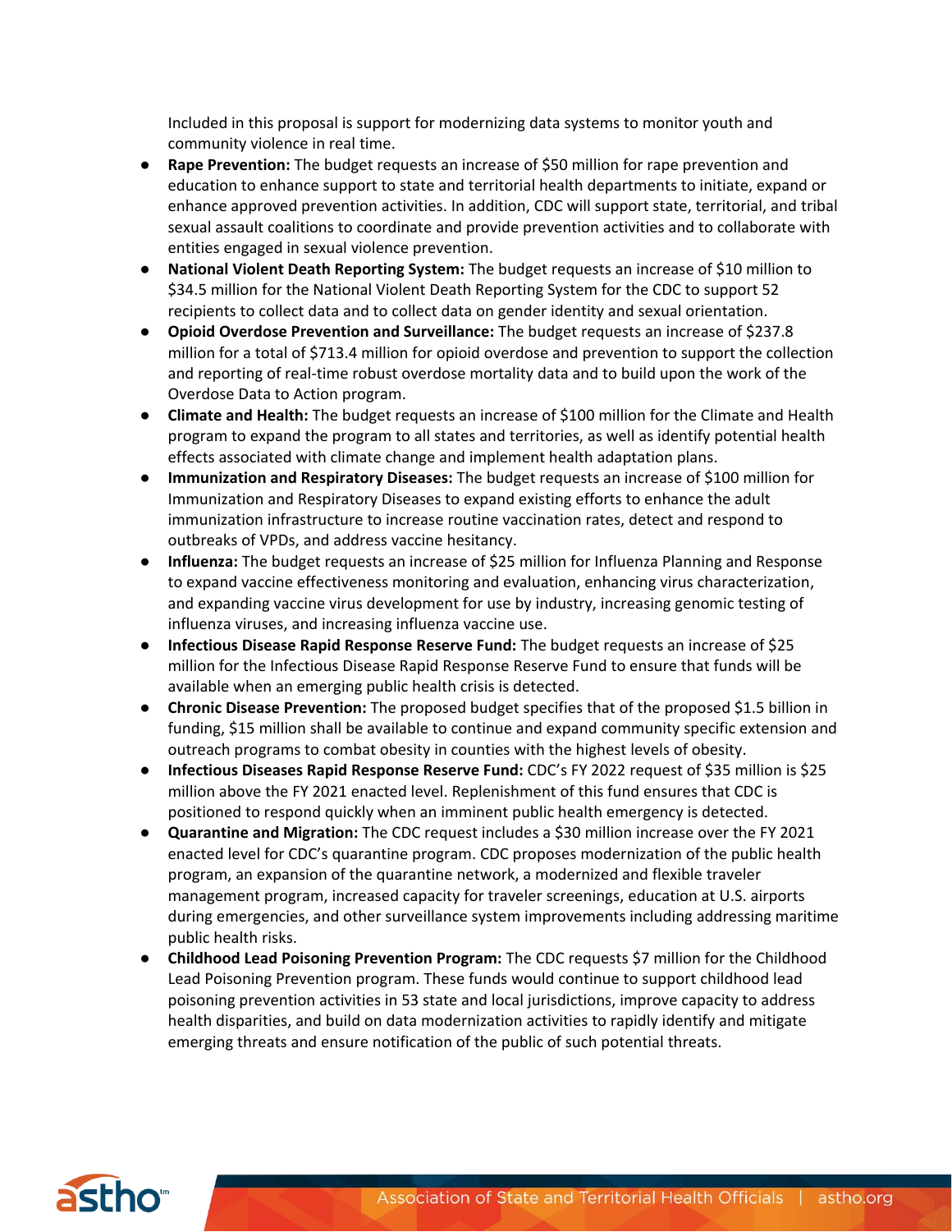Included in this proposal is support for modernizing data systems to monitor youth and community violence in real time.

- **Rape Prevention:** The budget requests an increase of $50 million for rape prevention and education to enhance support to state and territorial health departments to initiate, expand or enhance approved prevention activities. In addition, CDC will support state, territorial, and tribal sexual assault coalitions to coordinate and provide prevention activities and to collaborate with entities engaged in sexual violence prevention.
- **National Violent Death Reporting System:** The budget requests an increase of $10 million to $34.5 million for the National Violent Death Reporting System for the CDC to support 52 recipients to collect data and to collect data on gender identity and sexual orientation.
- **Opioid Overdose Prevention and Surveillance:** The budget requests an increase of $237.8 million for a total of $713.4 million for opioid overdose and prevention to support the collection and reporting of real-time robust overdose mortality data and to build upon the work of the Overdose Data to Action program.
- **Climate and Health:** The budget requests an increase of $100 million for the Climate and Health program to expand the program to all states and territories, as well as identify potential health effects associated with climate change and implement health adaptation plans.
- **Immunization and Respiratory Diseases:** The budget requests an increase of $100 million for Immunization and Respiratory Diseases to expand existing efforts to enhance the adult immunization infrastructure to increase routine vaccination rates, detect and respond to outbreaks of VPDs, and address vaccine hesitancy.
- **Influenza:** The budget requests an increase of $25 million for Influenza Planning and Response to expand vaccine effectiveness monitoring and evaluation, enhancing virus characterization, and expanding vaccine virus development for use by industry, increasing genomic testing of influenza viruses, and increasing influenza vaccine use.
- **Infectious Disease Rapid Response Reserve Fund:** The budget requests an increase of $25 million for the Infectious Disease Rapid Response Reserve Fund to ensure that funds will be available when an emerging public health crisis is detected.
- **Chronic Disease Prevention:** The proposed budget specifies that of the proposed $1.5 billion in funding, $15 million shall be available to continue and expand community specific extension and outreach programs to combat obesity in counties with the highest levels of obesity.
- **Infectious Diseases Rapid Response Reserve Fund:** CDC's FY 2022 request of $35 million is $25 million above the FY 2021 enacted level. Replenishment of this fund ensures that CDC is positioned to respond quickly when an imminent public health emergency is detected.
- **Quarantine and Migration:** The CDC request includes a $30 million increase over the FY 2021 enacted level for CDC's quarantine program. CDC proposes modernization of the public health program, an expansion of the quarantine network, a modernized and flexible traveler management program, increased capacity for traveler screenings, education at U.S. airports during emergencies, and other surveillance system improvements including addressing maritime public health risks.
- **Childhood Lead Poisoning Prevention Program:** The CDC requests $7 million for the Childhood Lead Poisoning Prevention program. These funds would continue to support childhood lead poisoning prevention activities in 53 state and local jurisdictions, improve capacity to address health disparities, and build on data modernization activities to rapidly identify and mitigate emerging threats and ensure notification of the public of such potential threats.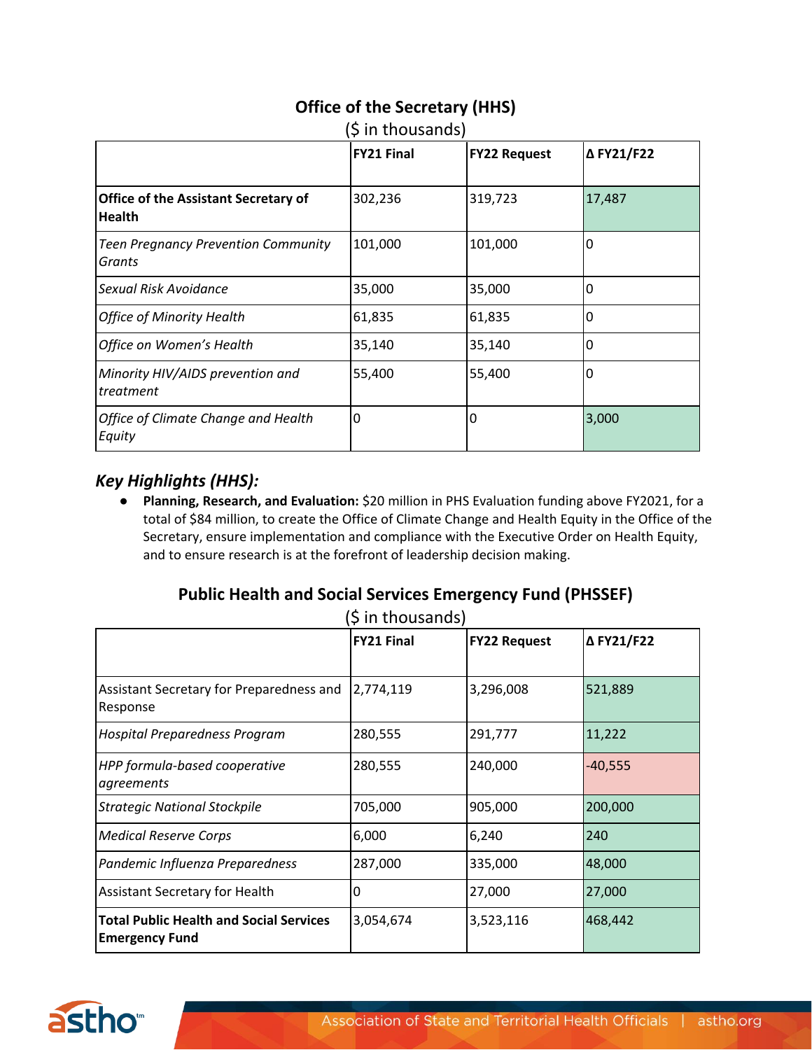## Office of the Secretary (HHS)

($ in thousands)

| | FY21 Final | FY22 Request | Δ FY21/F22 |
|---|---|---|---|
| **Office of the Assistant Secretary of Health** | 302,236 | 319,723 | 17,487 |
| *Teen Pregnancy Prevention Community Grants* | 101,000 | 101,000 | 0 |
| *Sexual Risk Avoidance* | 35,000 | 35,000 | 0 |
| *Office of Minority Health* | 61,835 | 61,835 | 0 |
| *Office on Women's Health* | 35,140 | 35,140 | 0 |
| *Minority HIV/AIDS prevention and treatment* | 55,400 | 55,400 | 0 |
| *Office of Climate Change and Health Equity* | 0 | 0 | 3,000 |

### *Key Highlights (HHS):*

- **Planning, Research, and Evaluation:** $20 million in PHS Evaluation funding above FY2021, for a total of $84 million, to create the Office of Climate Change and Health Equity in the Office of the Secretary, ensure implementation and compliance with the Executive Order on Health Equity, and to ensure research is at the forefront of leadership decision making.

## Public Health and Social Services Emergency Fund (PHSSEF)

($ in thousands)

| | FY21 Final | FY22 Request | Δ FY21/F22 |
|---|---|---|---|
| Assistant Secretary for Preparedness and Response | 2,774,119 | 3,296,008 | 521,889 |
| *Hospital Preparedness Program* | 280,555 | 291,777 | 11,222 |
| *HPP formula-based cooperative agreements* | 280,555 | 240,000 | -40,555 |
| *Strategic National Stockpile* | 705,000 | 905,000 | 200,000 |
| *Medical Reserve Corps* | 6,000 | 6,240 | 240 |
| *Pandemic Influenza Preparedness* | 287,000 | 335,000 | 48,000 |
| Assistant Secretary for Health | 0 | 27,000 | 27,000 |
| **Total Public Health and Social Services Emergency Fund** | 3,054,674 | 3,523,116 | 468,442 |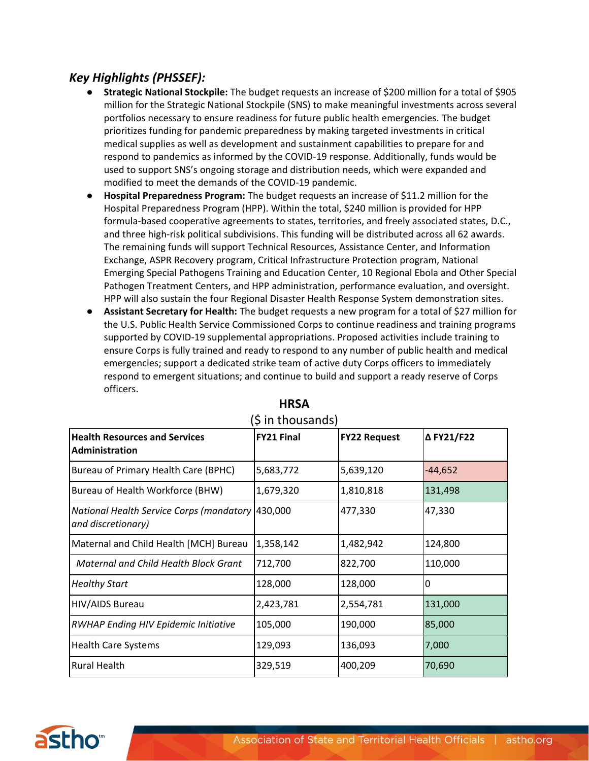### *Key Highlights (PHSSEF):*

- **Strategic National Stockpile:** The budget requests an increase of $200 million for a total of $905 million for the Strategic National Stockpile (SNS) to make meaningful investments across several portfolios necessary to ensure readiness for future public health emergencies. The budget prioritizes funding for pandemic preparedness by making targeted investments in critical medical supplies as well as development and sustainment capabilities to prepare for and respond to pandemics as informed by the COVID-19 response. Additionally, funds would be used to support SNS's ongoing storage and distribution needs, which were expanded and modified to meet the demands of the COVID-19 pandemic.
- **Hospital Preparedness Program:** The budget requests an increase of $11.2 million for the Hospital Preparedness Program (HPP). Within the total, $240 million is provided for HPP formula-based cooperative agreements to states, territories, and freely associated states, D.C., and three high-risk political subdivisions. This funding will be distributed across all 62 awards. The remaining funds will support Technical Resources, Assistance Center, and Information Exchange, ASPR Recovery program, Critical Infrastructure Protection program, National Emerging Special Pathogens Training and Education Center, 10 Regional Ebola and Other Special Pathogen Treatment Centers, and HPP administration, performance evaluation, and oversight. HPP will also sustain the four Regional Disaster Health Response System demonstration sites.
- **Assistant Secretary for Health:** The budget requests a new program for a total of $27 million for the U.S. Public Health Service Commissioned Corps to continue readiness and training programs supported by COVID-19 supplemental appropriations. Proposed activities include training to ensure Corps is fully trained and ready to respond to any number of public health and medical emergencies; support a dedicated strike team of active duty Corps officers to immediately respond to emergent situations; and continue to build and support a ready reserve of Corps officers.

**HRSA**

($ in thousands)

| **Health Resources and Services Administration** | **FY21 Final** | **FY22 Request** | **Δ FY21/F22** |
|---|---|---|---|
| Bureau of Primary Health Care (BPHC) | 5,683,772 | 5,639,120 | -44,652 |
| Bureau of Health Workforce (BHW) | 1,679,320 | 1,810,818 | 131,498 |
| *National Health Service Corps (mandatory and discretionary)* | 430,000 | 477,330 | 47,330 |
| Maternal and Child Health [MCH] Bureau | 1,358,142 | 1,482,942 | 124,800 |
| *Maternal and Child Health Block Grant* | 712,700 | 822,700 | 110,000 |
| *Healthy Start* | 128,000 | 128,000 | 0 |
| HIV/AIDS Bureau | 2,423,781 | 2,554,781 | 131,000 |
| *RWHAP Ending HIV Epidemic Initiative* | 105,000 | 190,000 | 85,000 |
| Health Care Systems | 129,093 | 136,093 | 7,000 |
| Rural Health | 329,519 | 400,209 | 70,690 |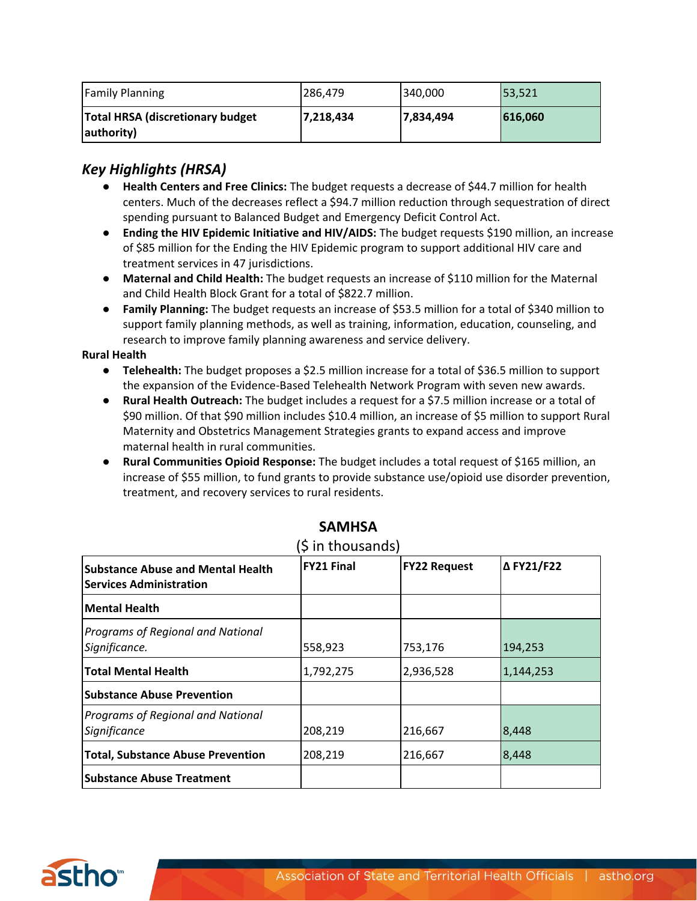| Family Planning | 286,479 | 340,000 | 53,521 |
|---|---|---|---|
| **Total HRSA (discretionary budget authority)** | **7,218,434** | **7,834,494** | **616,060** |

## *Key Highlights (HRSA)*

- **Health Centers and Free Clinics:** The budget requests a decrease of $44.7 million for health centers. Much of the decreases reflect a $94.7 million reduction through sequestration of direct spending pursuant to Balanced Budget and Emergency Deficit Control Act.
- **Ending the HIV Epidemic Initiative and HIV/AIDS:** The budget requests $190 million, an increase of $85 million for the Ending the HIV Epidemic program to support additional HIV care and treatment services in 47 jurisdictions.
- **Maternal and Child Health:** The budget requests an increase of $110 million for the Maternal and Child Health Block Grant for a total of $822.7 million.
- **Family Planning:** The budget requests an increase of $53.5 million for a total of $340 million to support family planning methods, as well as training, information, education, counseling, and research to improve family planning awareness and service delivery.

**Rural Health**

- **Telehealth:** The budget proposes a $2.5 million increase for a total of $36.5 million to support the expansion of the Evidence-Based Telehealth Network Program with seven new awards.
- **Rural Health Outreach:** The budget includes a request for a $7.5 million increase or a total of $90 million. Of that $90 million includes $10.4 million, an increase of $5 million to support Rural Maternity and Obstetrics Management Strategies grants to expand access and improve maternal health in rural communities.
- **Rural Communities Opioid Response:** The budget includes a total request of $165 million, an increase of $55 million, to fund grants to provide substance use/opioid use disorder prevention, treatment, and recovery services to rural residents.

### SAMHSA
($ in thousands)

| **Substance Abuse and Mental Health Services Administration** | **FY21 Final** | **FY22 Request** | **Δ FY21/F22** |
|---|---|---|---|
| **Mental Health** | | | |
| *Programs of Regional and National Significance.* | 558,923 | 753,176 | 194,253 |
| **Total Mental Health** | 1,792,275 | 2,936,528 | 1,144,253 |
| **Substance Abuse Prevention** | | | |
| *Programs of Regional and National Significance* | 208,219 | 216,667 | 8,448 |
| **Total, Substance Abuse Prevention** | 208,219 | 216,667 | 8,448 |
| **Substance Abuse Treatment** | | | |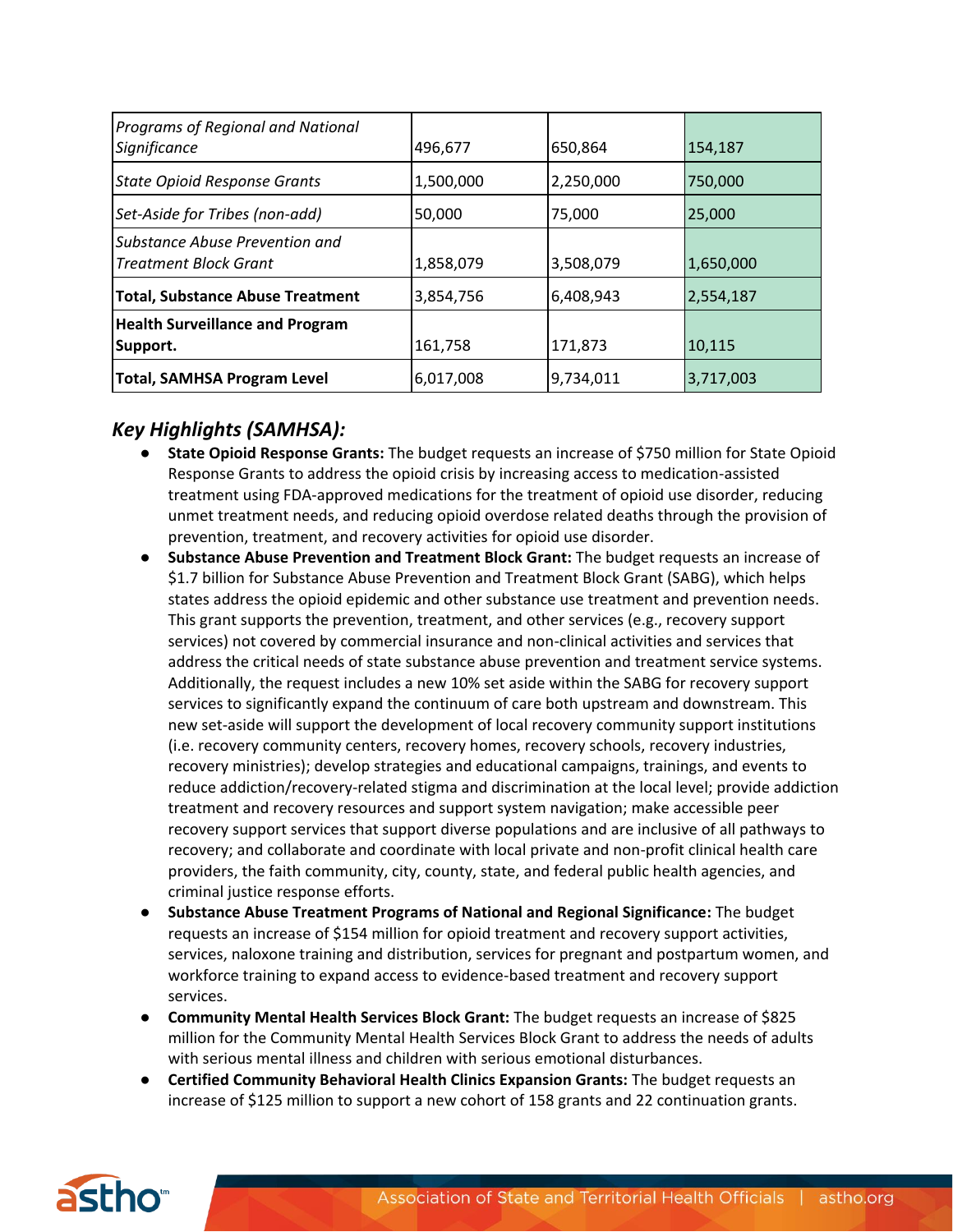| | | | |
|---|---|---|---|
| *Programs of Regional and National Significance* | 496,677 | 650,864 | 154,187 |
| *State Opioid Response Grants* | 1,500,000 | 2,250,000 | 750,000 |
| *Set-Aside for Tribes (non-add)* | 50,000 | 75,000 | 25,000 |
| *Substance Abuse Prevention and Treatment Block Grant* | 1,858,079 | 3,508,079 | 1,650,000 |
| **Total, Substance Abuse Treatment** | 3,854,756 | 6,408,943 | 2,554,187 |
| **Health Surveillance and Program Support.** | 161,758 | 171,873 | 10,115 |
| **Total, SAMHSA Program Level** | 6,017,008 | 9,734,011 | 3,717,003 |

## *Key Highlights (SAMHSA):*

- **State Opioid Response Grants:** The budget requests an increase of $750 million for State Opioid Response Grants to address the opioid crisis by increasing access to medication-assisted treatment using FDA-approved medications for the treatment of opioid use disorder, reducing unmet treatment needs, and reducing opioid overdose related deaths through the provision of prevention, treatment, and recovery activities for opioid use disorder.
- **Substance Abuse Prevention and Treatment Block Grant:** The budget requests an increase of $1.7 billion for Substance Abuse Prevention and Treatment Block Grant (SABG), which helps states address the opioid epidemic and other substance use treatment and prevention needs. This grant supports the prevention, treatment, and other services (e.g., recovery support services) not covered by commercial insurance and non-clinical activities and services that address the critical needs of state substance abuse prevention and treatment service systems. Additionally, the request includes a new 10% set aside within the SABG for recovery support services to significantly expand the continuum of care both upstream and downstream. This new set-aside will support the development of local recovery community support institutions (i.e. recovery community centers, recovery homes, recovery schools, recovery industries, recovery ministries); develop strategies and educational campaigns, trainings, and events to reduce addiction/recovery-related stigma and discrimination at the local level; provide addiction treatment and recovery resources and support system navigation; make accessible peer recovery support services that support diverse populations and are inclusive of all pathways to recovery; and collaborate and coordinate with local private and non-profit clinical health care providers, the faith community, city, county, state, and federal public health agencies, and criminal justice response efforts.
- **Substance Abuse Treatment Programs of National and Regional Significance:** The budget requests an increase of $154 million for opioid treatment and recovery support activities, services, naloxone training and distribution, services for pregnant and postpartum women, and workforce training to expand access to evidence-based treatment and recovery support services.
- **Community Mental Health Services Block Grant:** The budget requests an increase of $825 million for the Community Mental Health Services Block Grant to address the needs of adults with serious mental illness and children with serious emotional disturbances.
- **Certified Community Behavioral Health Clinics Expansion Grants:** The budget requests an increase of $125 million to support a new cohort of 158 grants and 22 continuation grants.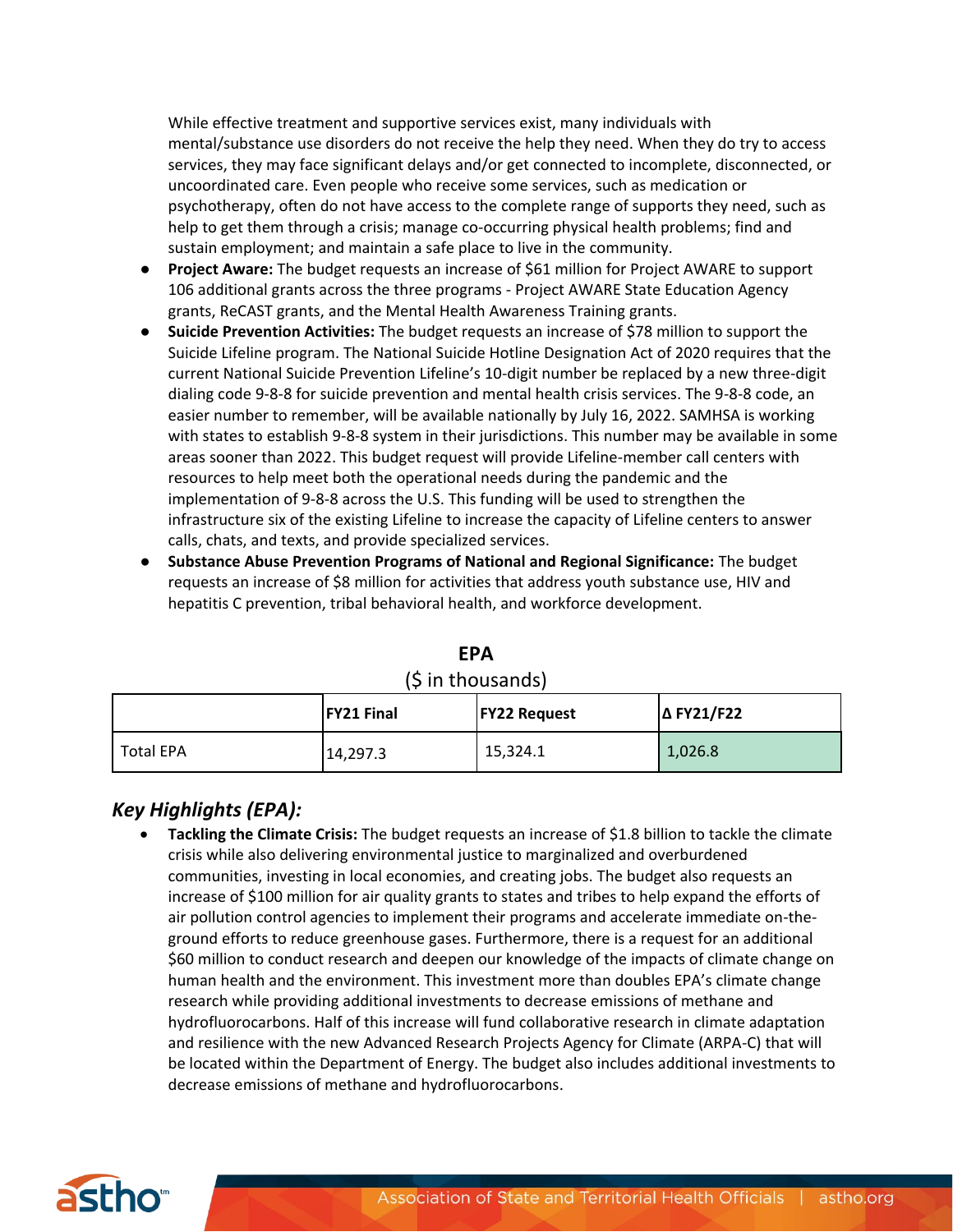While effective treatment and supportive services exist, many individuals with mental/substance use disorders do not receive the help they need. When they do try to access services, they may face significant delays and/or get connected to incomplete, disconnected, or uncoordinated care. Even people who receive some services, such as medication or psychotherapy, often do not have access to the complete range of supports they need, such as help to get them through a crisis; manage co-occurring physical health problems; find and sustain employment; and maintain a safe place to live in the community.

- **Project Aware:** The budget requests an increase of $61 million for Project AWARE to support 106 additional grants across the three programs - Project AWARE State Education Agency grants, ReCAST grants, and the Mental Health Awareness Training grants.
- **Suicide Prevention Activities:** The budget requests an increase of $78 million to support the Suicide Lifeline program. The National Suicide Hotline Designation Act of 2020 requires that the current National Suicide Prevention Lifeline's 10-digit number be replaced by a new three-digit dialing code 9-8-8 for suicide prevention and mental health crisis services. The 9-8-8 code, an easier number to remember, will be available nationally by July 16, 2022. SAMHSA is working with states to establish 9-8-8 system in their jurisdictions. This number may be available in some areas sooner than 2022. This budget request will provide Lifeline-member call centers with resources to help meet both the operational needs during the pandemic and the implementation of 9-8-8 across the U.S. This funding will be used to strengthen the infrastructure six of the existing Lifeline to increase the capacity of Lifeline centers to answer calls, chats, and texts, and provide specialized services.
- **Substance Abuse Prevention Programs of National and Regional Significance:** The budget requests an increase of $8 million for activities that address youth substance use, HIV and hepatitis C prevention, tribal behavioral health, and workforce development.

**EPA**
($ in thousands)

| | FY21 Final | FY22 Request | Δ FY21/F22 |
|---|---|---|---|
| Total EPA | 14,297.3 | 15,324.1 | 1,026.8 |

## *Key Highlights (EPA):*

- **Tackling the Climate Crisis:** The budget requests an increase of $1.8 billion to tackle the climate crisis while also delivering environmental justice to marginalized and overburdened communities, investing in local economies, and creating jobs. The budget also requests an increase of $100 million for air quality grants to states and tribes to help expand the efforts of air pollution control agencies to implement their programs and accelerate immediate on-the-ground efforts to reduce greenhouse gases. Furthermore, there is a request for an additional $60 million to conduct research and deepen our knowledge of the impacts of climate change on human health and the environment. This investment more than doubles EPA's climate change research while providing additional investments to decrease emissions of methane and hydrofluorocarbons. Half of this increase will fund collaborative research in climate adaptation and resilience with the new Advanced Research Projects Agency for Climate (ARPA-C) that will be located within the Department of Energy. The budget also includes additional investments to decrease emissions of methane and hydrofluorocarbons.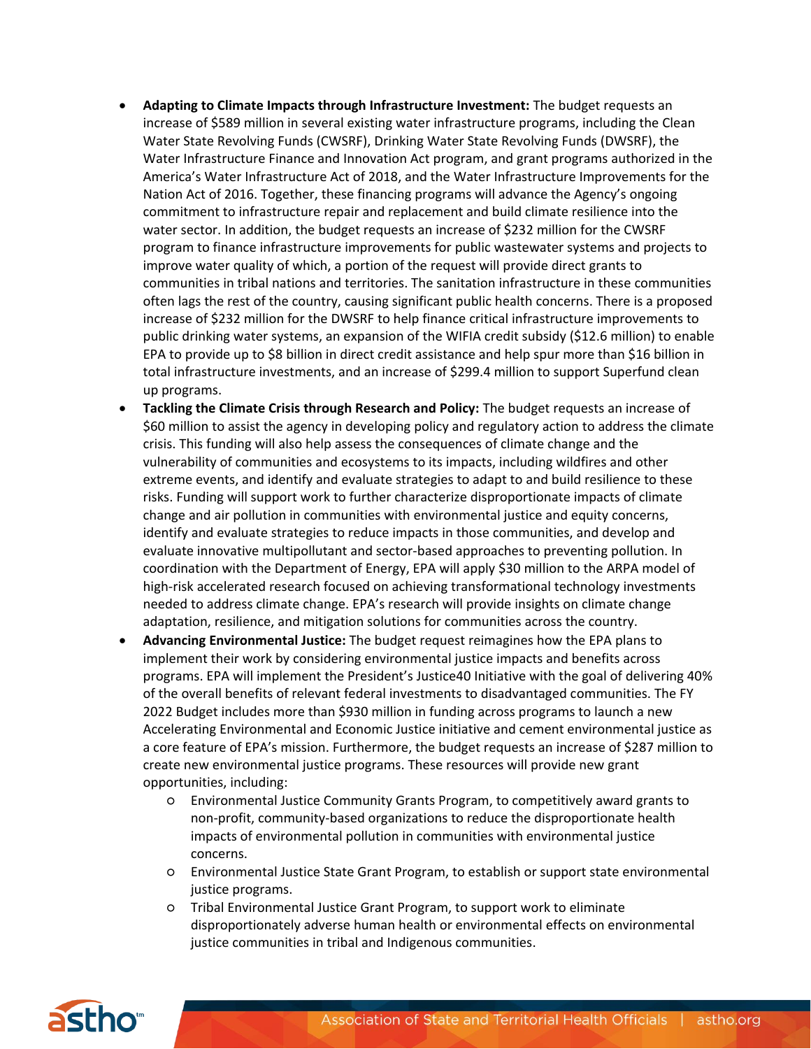- **Adapting to Climate Impacts through Infrastructure Investment:** The budget requests an increase of $589 million in several existing water infrastructure programs, including the Clean Water State Revolving Funds (CWSRF), Drinking Water State Revolving Funds (DWSRF), the Water Infrastructure Finance and Innovation Act program, and grant programs authorized in the America's Water Infrastructure Act of 2018, and the Water Infrastructure Improvements for the Nation Act of 2016. Together, these financing programs will advance the Agency's ongoing commitment to infrastructure repair and replacement and build climate resilience into the water sector. In addition, the budget requests an increase of $232 million for the CWSRF program to finance infrastructure improvements for public wastewater systems and projects to improve water quality of which, a portion of the request will provide direct grants to communities in tribal nations and territories. The sanitation infrastructure in these communities often lags the rest of the country, causing significant public health concerns. There is a proposed increase of $232 million for the DWSRF to help finance critical infrastructure improvements to public drinking water systems, an expansion of the WIFIA credit subsidy ($12.6 million) to enable EPA to provide up to $8 billion in direct credit assistance and help spur more than $16 billion in total infrastructure investments, and an increase of $299.4 million to support Superfund clean up programs.
- **Tackling the Climate Crisis through Research and Policy:** The budget requests an increase of $60 million to assist the agency in developing policy and regulatory action to address the climate crisis. This funding will also help assess the consequences of climate change and the vulnerability of communities and ecosystems to its impacts, including wildfires and other extreme events, and identify and evaluate strategies to adapt to and build resilience to these risks. Funding will support work to further characterize disproportionate impacts of climate change and air pollution in communities with environmental justice and equity concerns, identify and evaluate strategies to reduce impacts in those communities, and develop and evaluate innovative multipollutant and sector-based approaches to preventing pollution. In coordination with the Department of Energy, EPA will apply $30 million to the ARPA model of high-risk accelerated research focused on achieving transformational technology investments needed to address climate change. EPA's research will provide insights on climate change adaptation, resilience, and mitigation solutions for communities across the country.
- **Advancing Environmental Justice:** The budget request reimagines how the EPA plans to implement their work by considering environmental justice impacts and benefits across programs. EPA will implement the President's Justice40 Initiative with the goal of delivering 40% of the overall benefits of relevant federal investments to disadvantaged communities. The FY 2022 Budget includes more than $930 million in funding across programs to launch a new Accelerating Environmental and Economic Justice initiative and cement environmental justice as a core feature of EPA's mission. Furthermore, the budget requests an increase of $287 million to create new environmental justice programs. These resources will provide new grant opportunities, including:
  - Environmental Justice Community Grants Program, to competitively award grants to non-profit, community-based organizations to reduce the disproportionate health impacts of environmental pollution in communities with environmental justice concerns.
  - Environmental Justice State Grant Program, to establish or support state environmental justice programs.
  - Tribal Environmental Justice Grant Program, to support work to eliminate disproportionately adverse human health or environmental effects on environmental justice communities in tribal and Indigenous communities.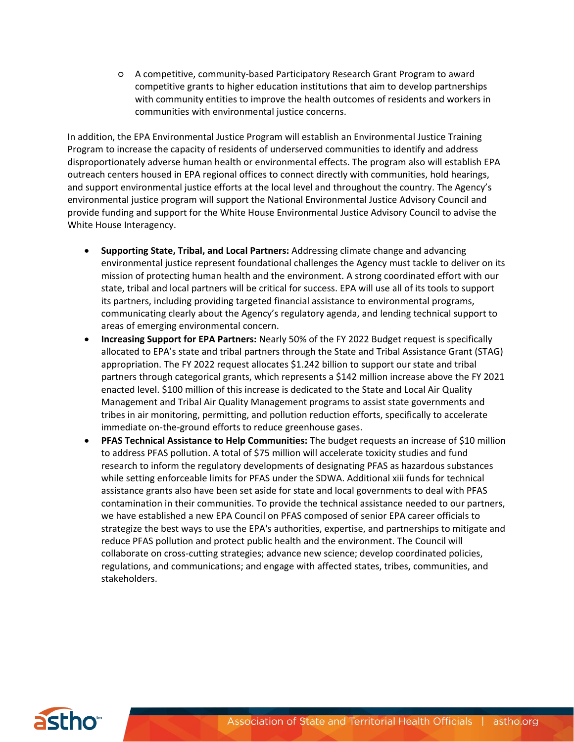- A competitive, community-based Participatory Research Grant Program to award competitive grants to higher education institutions that aim to develop partnerships with community entities to improve the health outcomes of residents and workers in communities with environmental justice concerns.

In addition, the EPA Environmental Justice Program will establish an Environmental Justice Training Program to increase the capacity of residents of underserved communities to identify and address disproportionately adverse human health or environmental effects. The program also will establish EPA outreach centers housed in EPA regional offices to connect directly with communities, hold hearings, and support environmental justice efforts at the local level and throughout the country. The Agency's environmental justice program will support the National Environmental Justice Advisory Council and provide funding and support for the White House Environmental Justice Advisory Council to advise the White House Interagency.

- **Supporting State, Tribal, and Local Partners:** Addressing climate change and advancing environmental justice represent foundational challenges the Agency must tackle to deliver on its mission of protecting human health and the environment. A strong coordinated effort with our state, tribal and local partners will be critical for success. EPA will use all of its tools to support its partners, including providing targeted financial assistance to environmental programs, communicating clearly about the Agency's regulatory agenda, and lending technical support to areas of emerging environmental concern.
- **Increasing Support for EPA Partners:** Nearly 50% of the FY 2022 Budget request is specifically allocated to EPA's state and tribal partners through the State and Tribal Assistance Grant (STAG) appropriation. The FY 2022 request allocates $1.242 billion to support our state and tribal partners through categorical grants, which represents a $142 million increase above the FY 2021 enacted level. $100 million of this increase is dedicated to the State and Local Air Quality Management and Tribal Air Quality Management programs to assist state governments and tribes in air monitoring, permitting, and pollution reduction efforts, specifically to accelerate immediate on-the-ground efforts to reduce greenhouse gases.
- **PFAS Technical Assistance to Help Communities:** The budget requests an increase of $10 million to address PFAS pollution. A total of $75 million will accelerate toxicity studies and fund research to inform the regulatory developments of designating PFAS as hazardous substances while setting enforceable limits for PFAS under the SDWA. Additional xiii funds for technical assistance grants also have been set aside for state and local governments to deal with PFAS contamination in their communities. To provide the technical assistance needed to our partners, we have established a new EPA Council on PFAS composed of senior EPA career officials to strategize the best ways to use the EPA's authorities, expertise, and partnerships to mitigate and reduce PFAS pollution and protect public health and the environment. The Council will collaborate on cross-cutting strategies; advance new science; develop coordinated policies, regulations, and communications; and engage with affected states, tribes, communities, and stakeholders.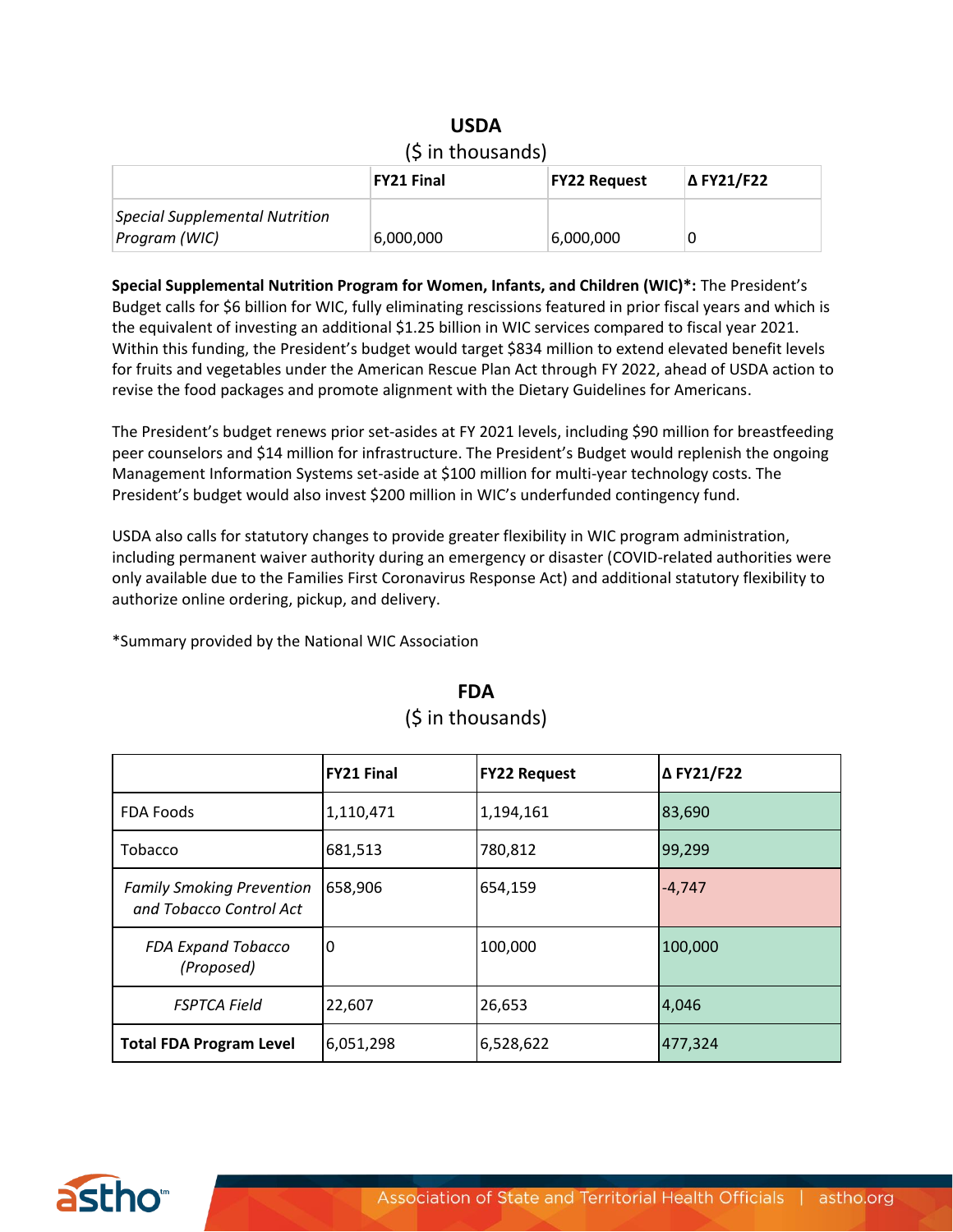## USDA

($ in thousands)

| | FY21 Final | FY22 Request | Δ FY21/F22 |
|---|---|---|---|
| *Special Supplemental Nutrition Program (WIC)* | 6,000,000 | 6,000,000 | 0 |

**Special Supplemental Nutrition Program for Women, Infants, and Children (WIC)*:** The President's Budget calls for $6 billion for WIC, fully eliminating rescissions featured in prior fiscal years and which is the equivalent of investing an additional $1.25 billion in WIC services compared to fiscal year 2021. Within this funding, the President's budget would target $834 million to extend elevated benefit levels for fruits and vegetables under the American Rescue Plan Act through FY 2022, ahead of USDA action to revise the food packages and promote alignment with the Dietary Guidelines for Americans.

The President's budget renews prior set-asides at FY 2021 levels, including $90 million for breastfeeding peer counselors and $14 million for infrastructure. The President's Budget would replenish the ongoing Management Information Systems set-aside at $100 million for multi-year technology costs. The President's budget would also invest $200 million in WIC's underfunded contingency fund.

USDA also calls for statutory changes to provide greater flexibility in WIC program administration, including permanent waiver authority during an emergency or disaster (COVID-related authorities were only available due to the Families First Coronavirus Response Act) and additional statutory flexibility to authorize online ordering, pickup, and delivery.

*Summary provided by the National WIC Association

## FDA

($ in thousands)

| | FY21 Final | FY22 Request | Δ FY21/F22 |
|---|---|---|---|
| FDA Foods | 1,110,471 | 1,194,161 | 83,690 |
| Tobacco | 681,513 | 780,812 | 99,299 |
| *Family Smoking Prevention and Tobacco Control Act* | 658,906 | 654,159 | -4,747 |
| *FDA Expand Tobacco (Proposed)* | 0 | 100,000 | 100,000 |
| *FSPTCA Field* | 22,607 | 26,653 | 4,046 |
| **Total FDA Program Level** | 6,051,298 | 6,528,622 | 477,324 |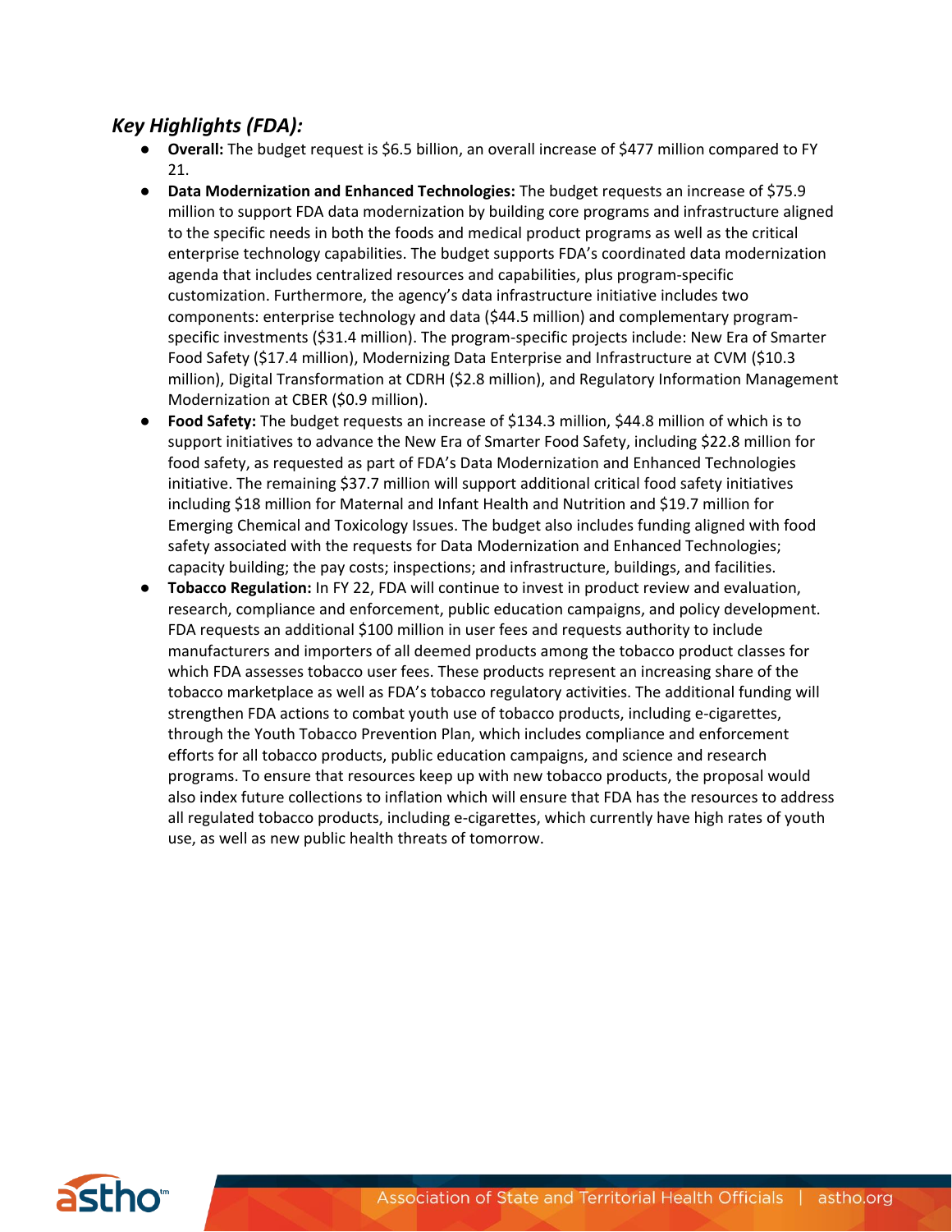### ***Key Highlights (FDA):***

- **Overall:** The budget request is $6.5 billion, an overall increase of $477 million compared to FY 21.
- **Data Modernization and Enhanced Technologies:** The budget requests an increase of $75.9 million to support FDA data modernization by building core programs and infrastructure aligned to the specific needs in both the foods and medical product programs as well as the critical enterprise technology capabilities. The budget supports FDA's coordinated data modernization agenda that includes centralized resources and capabilities, plus program-specific customization. Furthermore, the agency's data infrastructure initiative includes two components: enterprise technology and data ($44.5 million) and complementary program-specific investments ($31.4 million). The program-specific projects include: New Era of Smarter Food Safety ($17.4 million), Modernizing Data Enterprise and Infrastructure at CVM ($10.3 million), Digital Transformation at CDRH ($2.8 million), and Regulatory Information Management Modernization at CBER ($0.9 million).
- **Food Safety:** The budget requests an increase of $134.3 million, $44.8 million of which is to support initiatives to advance the New Era of Smarter Food Safety, including $22.8 million for food safety, as requested as part of FDA's Data Modernization and Enhanced Technologies initiative. The remaining $37.7 million will support additional critical food safety initiatives including $18 million for Maternal and Infant Health and Nutrition and $19.7 million for Emerging Chemical and Toxicology Issues. The budget also includes funding aligned with food safety associated with the requests for Data Modernization and Enhanced Technologies; capacity building; the pay costs; inspections; and infrastructure, buildings, and facilities.
- **Tobacco Regulation:** In FY 22, FDA will continue to invest in product review and evaluation, research, compliance and enforcement, public education campaigns, and policy development. FDA requests an additional $100 million in user fees and requests authority to include manufacturers and importers of all deemed products among the tobacco product classes for which FDA assesses tobacco user fees. These products represent an increasing share of the tobacco marketplace as well as FDA's tobacco regulatory activities. The additional funding will strengthen FDA actions to combat youth use of tobacco products, including e-cigarettes, through the Youth Tobacco Prevention Plan, which includes compliance and enforcement efforts for all tobacco products, public education campaigns, and science and research programs. To ensure that resources keep up with new tobacco products, the proposal would also index future collections to inflation which will ensure that FDA has the resources to address all regulated tobacco products, including e-cigarettes, which currently have high rates of youth use, as well as new public health threats of tomorrow.